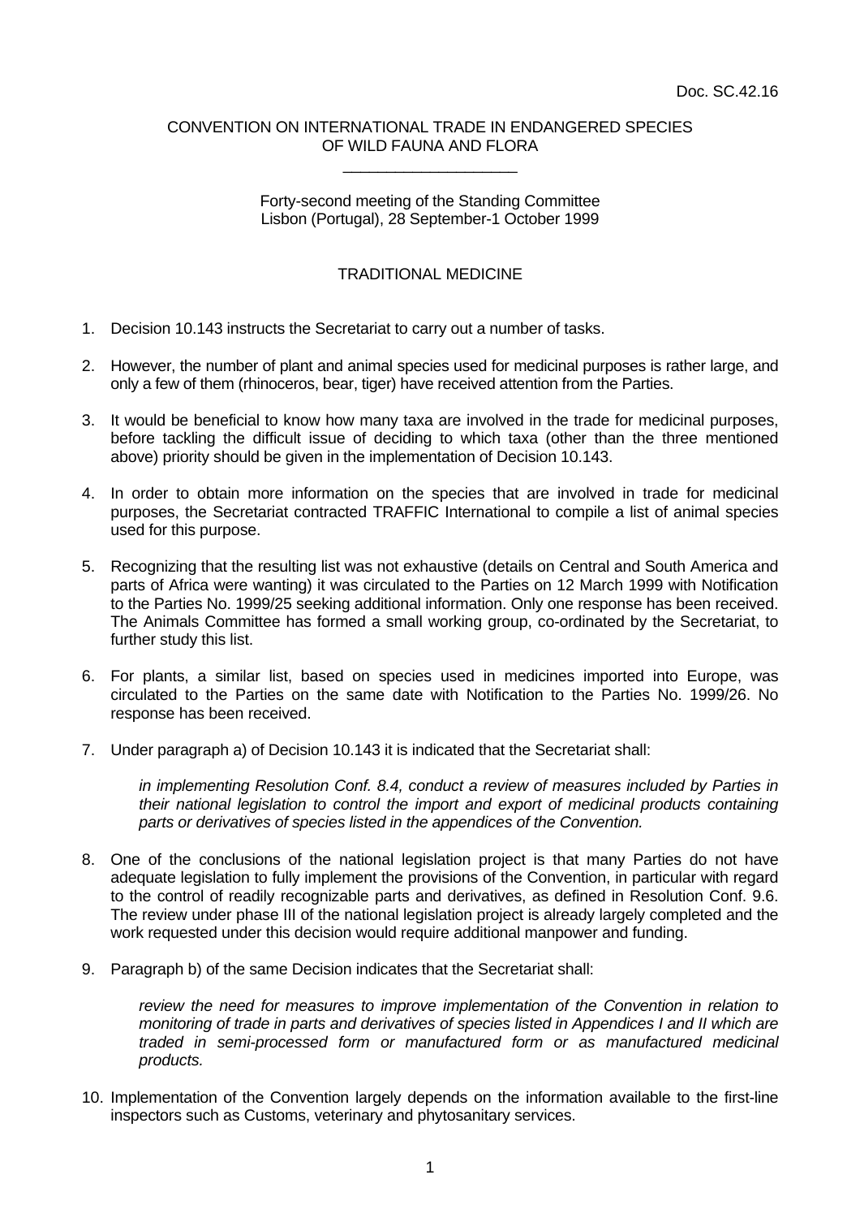Doc. SC.42.16

CONVENTION ON INTERNATIONAL TRADE IN ENDANGERED SPECIES
OF WILD FAUNA AND FLORA

____________________

Forty-second meeting of the Standing Committee
Lisbon (Portugal), 28 September-1 October 1999

# TRADITIONAL MEDICINE

1. Decision 10.143 instructs the Secretariat to carry out a number of tasks.

2. However, the number of plant and animal species used for medicinal purposes is rather large, and only a few of them (rhinoceros, bear, tiger) have received attention from the Parties.

3. It would be beneficial to know how many taxa are involved in the trade for medicinal purposes, before tackling the difficult issue of deciding to which taxa (other than the three mentioned above) priority should be given in the implementation of Decision 10.143.

4. In order to obtain more information on the species that are involved in trade for medicinal purposes, the Secretariat contracted TRAFFIC International to compile a list of animal species used for this purpose.

5. Recognizing that the resulting list was not exhaustive (details on Central and South America and parts of Africa were wanting) it was circulated to the Parties on 12 March 1999 with Notification to the Parties No. 1999/25 seeking additional information. Only one response has been received. The Animals Committee has formed a small working group, co-ordinated by the Secretariat, to further study this list.

6. For plants, a similar list, based on species used in medicines imported into Europe, was circulated to the Parties on the same date with Notification to the Parties No. 1999/26. No response has been received.

7. Under paragraph a) of Decision 10.143 it is indicated that the Secretariat shall:

   *in implementing Resolution Conf. 8.4, conduct a review of measures included by Parties in their national legislation to control the import and export of medicinal products containing parts or derivatives of species listed in the appendices of the Convention.*

8. One of the conclusions of the national legislation project is that many Parties do not have adequate legislation to fully implement the provisions of the Convention, in particular with regard to the control of readily recognizable parts and derivatives, as defined in Resolution Conf. 9.6. The review under phase III of the national legislation project is already largely completed and the work requested under this decision would require additional manpower and funding.

9. Paragraph b) of the same Decision indicates that the Secretariat shall:

   *review the need for measures to improve implementation of the Convention in relation to monitoring of trade in parts and derivatives of species listed in Appendices I and II which are traded in semi-processed form or manufactured form or as manufactured medicinal products.*

10. Implementation of the Convention largely depends on the information available to the first-line inspectors such as Customs, veterinary and phytosanitary services.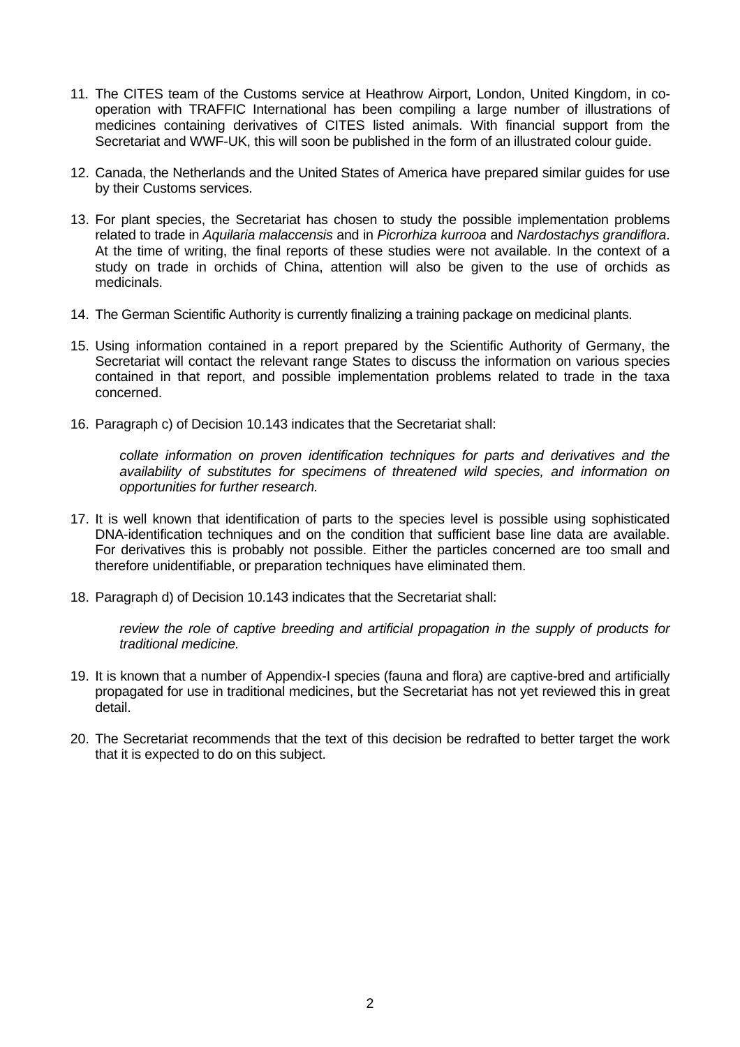11. The CITES team of the Customs service at Heathrow Airport, London, United Kingdom, in co-operation with TRAFFIC International has been compiling a large number of illustrations of medicines containing derivatives of CITES listed animals. With financial support from the Secretariat and WWF-UK, this will soon be published in the form of an illustrated colour guide.

12. Canada, the Netherlands and the United States of America have prepared similar guides for use by their Customs services.

13. For plant species, the Secretariat has chosen to study the possible implementation problems related to trade in *Aquilaria malaccensis* and in *Picrorhiza kurrooa* and *Nardostachys grandiflora*. At the time of writing, the final reports of these studies were not available. In the context of a study on trade in orchids of China, attention will also be given to the use of orchids as medicinals.

14. The German Scientific Authority is currently finalizing a training package on medicinal plants.

15. Using information contained in a report prepared by the Scientific Authority of Germany, the Secretariat will contact the relevant range States to discuss the information on various species contained in that report, and possible implementation problems related to trade in the taxa concerned.

16. Paragraph c) of Decision 10.143 indicates that the Secretariat shall:

    *collate information on proven identification techniques for parts and derivatives and the availability of substitutes for specimens of threatened wild species, and information on opportunities for further research.*

17. It is well known that identification of parts to the species level is possible using sophisticated DNA-identification techniques and on the condition that sufficient base line data are available. For derivatives this is probably not possible. Either the particles concerned are too small and therefore unidentifiable, or preparation techniques have eliminated them.

18. Paragraph d) of Decision 10.143 indicates that the Secretariat shall:

    *review the role of captive breeding and artificial propagation in the supply of products for traditional medicine.*

19. It is known that a number of Appendix-I species (fauna and flora) are captive-bred and artificially propagated for use in traditional medicines, but the Secretariat has not yet reviewed this in great detail.

20. The Secretariat recommends that the text of this decision be redrafted to better target the work that it is expected to do on this subject.